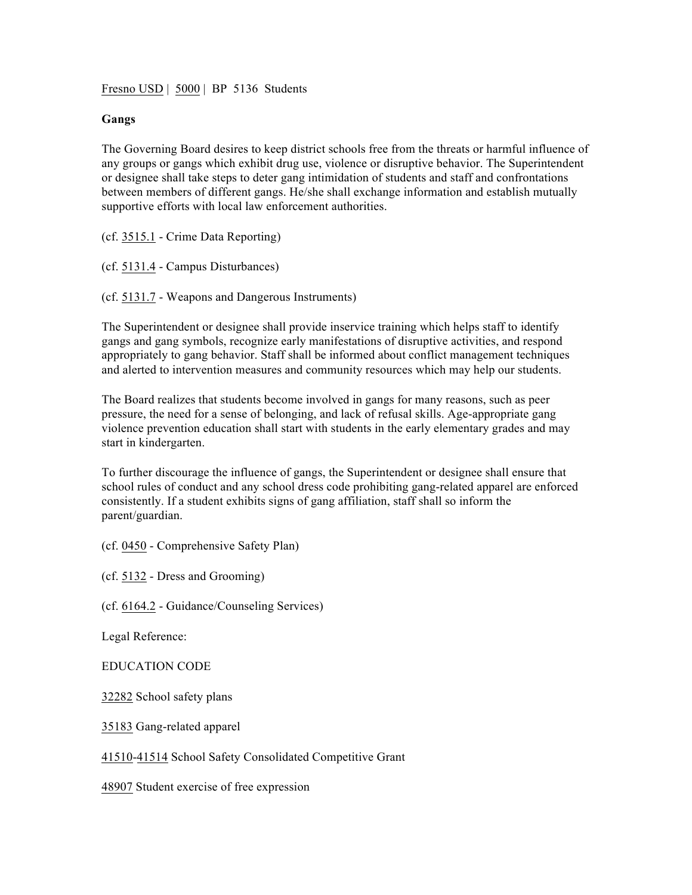Fresno USD | 5000 | BP 5136 Students

**Gangs**

The Governing Board desires to keep district schools free from the threats or harmful influence of any groups or gangs which exhibit drug use, violence or disruptive behavior. The Superintendent or designee shall take steps to deter gang intimidation of students and staff and confrontations between members of different gangs. He/she shall exchange information and establish mutually supportive efforts with local law enforcement authorities.

(cf. 3515.1 - Crime Data Reporting)

(cf. 5131.4 - Campus Disturbances)

(cf. 5131.7 - Weapons and Dangerous Instruments)

The Superintendent or designee shall provide inservice training which helps staff to identify gangs and gang symbols, recognize early manifestations of disruptive activities, and respond appropriately to gang behavior. Staff shall be informed about conflict management techniques and alerted to intervention measures and community resources which may help our students.

The Board realizes that students become involved in gangs for many reasons, such as peer pressure, the need for a sense of belonging, and lack of refusal skills. Age-appropriate gang violence prevention education shall start with students in the early elementary grades and may start in kindergarten.

To further discourage the influence of gangs, the Superintendent or designee shall ensure that school rules of conduct and any school dress code prohibiting gang-related apparel are enforced consistently. If a student exhibits signs of gang affiliation, staff shall so inform the parent/guardian.

(cf. 0450 - Comprehensive Safety Plan)

(cf. 5132 - Dress and Grooming)

(cf. 6164.2 - Guidance/Counseling Services)

Legal Reference:

EDUCATION CODE

32282 School safety plans

35183 Gang-related apparel

41510-41514 School Safety Consolidated Competitive Grant

48907 Student exercise of free expression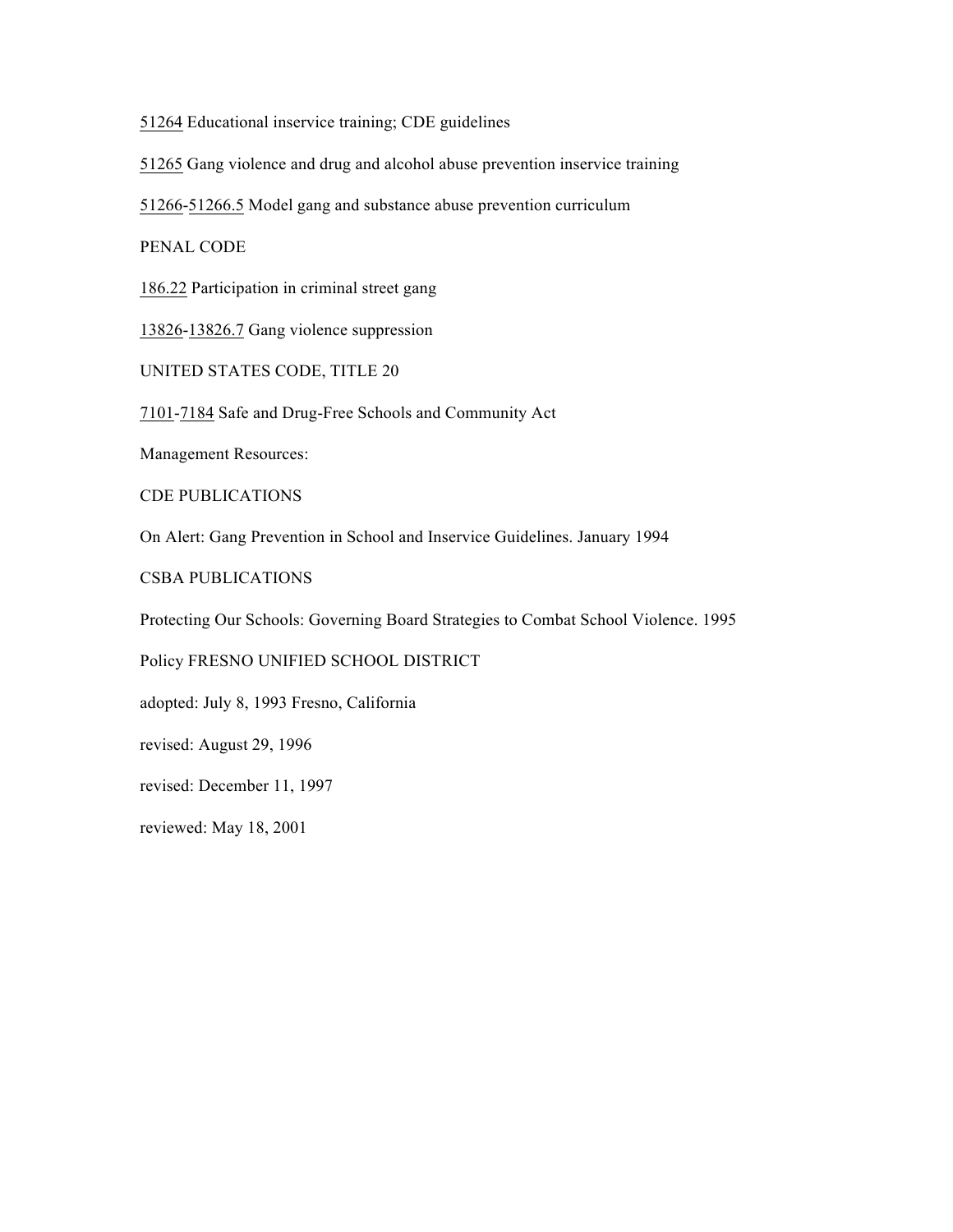51264 Educational inservice training; CDE guidelines

51265 Gang violence and drug and alcohol abuse prevention inservice training

51266-51266.5 Model gang and substance abuse prevention curriculum

PENAL CODE

186.22 Participation in criminal street gang

13826-13826.7 Gang violence suppression

UNITED STATES CODE, TITLE 20

7101-7184 Safe and Drug-Free Schools and Community Act

Management Resources:

CDE PUBLICATIONS

On Alert: Gang Prevention in School and Inservice Guidelines. January 1994

CSBA PUBLICATIONS

Protecting Our Schools: Governing Board Strategies to Combat School Violence. 1995

Policy FRESNO UNIFIED SCHOOL DISTRICT

adopted: July 8, 1993 Fresno, California

revised: August 29, 1996

revised: December 11, 1997

reviewed: May 18, 2001